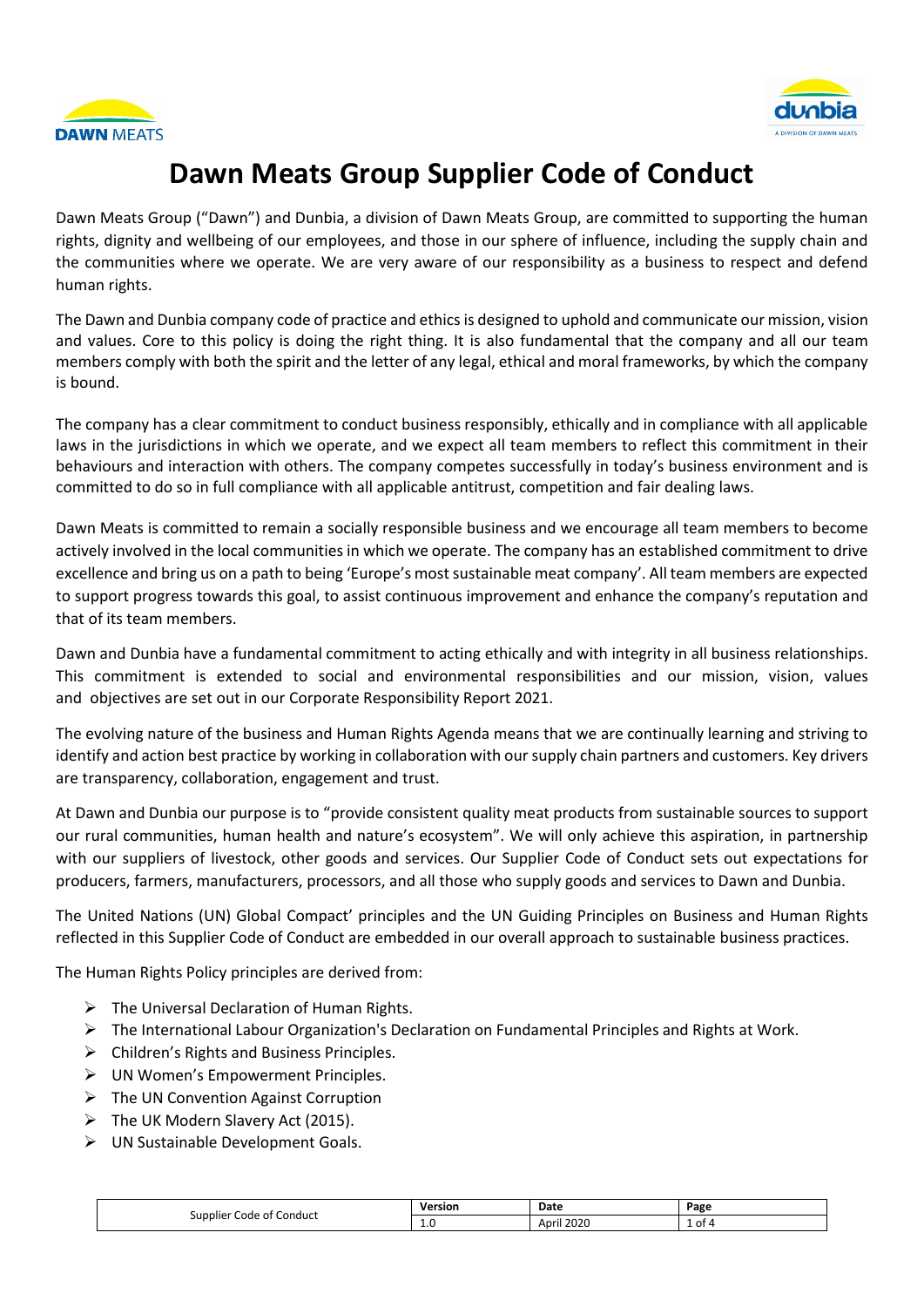# Dawn Meats Group Supplier Code of Conduct

Dawn Meats Group ("Dawn") and Dunbia, a division of Dawn Meats Group, are committed to supporting the human rights, dignity and wellbeing of our employees, and those in our sphere of influence, including the supply chain and the communities where we operate. We are very aware of our responsibility as a business to respect and defend human rights.

The Dawn and Dunbia company code of practice and ethics is designed to uphold and communicate our mission, vision and values. Core to this policy is doing the right thing. It is also fundamental that the company and all our team members comply with both the spirit and the letter of any legal, ethical and moral frameworks, by which the company is bound.

The company has a clear commitment to conduct business responsibly, ethically and in compliance with all applicable laws in the jurisdictions in which we operate, and we expect all team members to reflect this commitment in their behaviours and interaction with others. The company competes successfully in today's business environment and is committed to do so in full compliance with all applicable antitrust, competition and fair dealing laws.

Dawn Meats is committed to remain a socially responsible business and we encourage all team members to become actively involved in the local communities in which we operate. The company has an established commitment to drive excellence and bring us on a path to being 'Europe's most sustainable meat company'. All team members are expected to support progress towards this goal, to assist continuous improvement and enhance the company's reputation and that of its team members.

Dawn and Dunbia have a fundamental commitment to acting ethically and with integrity in all business relationships. This commitment is extended to social and environmental responsibilities and our mission, vision, values and objectives are set out in our Corporate Responsibility Report 2021.

The evolving nature of the business and Human Rights Agenda means that we are continually learning and striving to identify and action best practice by working in collaboration with our supply chain partners and customers. Key drivers are transparency, collaboration, engagement and trust.

At Dawn and Dunbia our purpose is to "provide consistent quality meat products from sustainable sources to support our rural communities, human health and nature's ecosystem". We will only achieve this aspiration, in partnership with our suppliers of livestock, other goods and services. Our Supplier Code of Conduct sets out expectations for producers, farmers, manufacturers, processors, and all those who supply goods and services to Dawn and Dunbia.

The United Nations (UN) Global Compact' principles and the UN Guiding Principles on Business and Human Rights reflected in this Supplier Code of Conduct are embedded in our overall approach to sustainable business practices.

The Human Rights Policy principles are derived from:

- The Universal Declaration of Human Rights.
- The International Labour Organization's Declaration on Fundamental Principles and Rights at Work.
- Children's Rights and Business Principles.
- UN Women's Empowerment Principles.
- The UN Convention Against Corruption
- The UK Modern Slavery Act (2015).
- UN Sustainable Development Goals.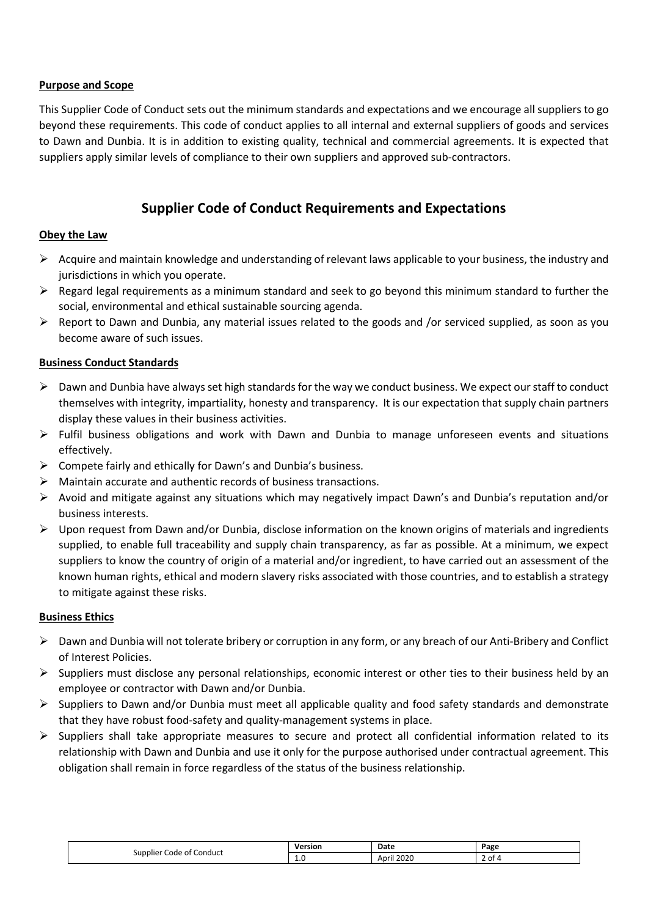**Purpose and Scope**

This Supplier Code of Conduct sets out the minimum standards and expectations and we encourage all suppliers to go beyond these requirements. This code of conduct applies to all internal and external suppliers of goods and services to Dawn and Dunbia. It is in addition to existing quality, technical and commercial agreements. It is expected that suppliers apply similar levels of compliance to their own suppliers and approved sub-contractors.

## Supplier Code of Conduct Requirements and Expectations

**Obey the Law**

- Acquire and maintain knowledge and understanding of relevant laws applicable to your business, the industry and jurisdictions in which you operate.
- Regard legal requirements as a minimum standard and seek to go beyond this minimum standard to further the social, environmental and ethical sustainable sourcing agenda.
- Report to Dawn and Dunbia, any material issues related to the goods and /or serviced supplied, as soon as you become aware of such issues.

**Business Conduct Standards**

- Dawn and Dunbia have always set high standards for the way we conduct business. We expect our staff to conduct themselves with integrity, impartiality, honesty and transparency. It is our expectation that supply chain partners display these values in their business activities.
- Fulfil business obligations and work with Dawn and Dunbia to manage unforeseen events and situations effectively.
- Compete fairly and ethically for Dawn's and Dunbia's business.
- Maintain accurate and authentic records of business transactions.
- Avoid and mitigate against any situations which may negatively impact Dawn's and Dunbia's reputation and/or business interests.
- Upon request from Dawn and/or Dunbia, disclose information on the known origins of materials and ingredients supplied, to enable full traceability and supply chain transparency, as far as possible. At a minimum, we expect suppliers to know the country of origin of a material and/or ingredient, to have carried out an assessment of the known human rights, ethical and modern slavery risks associated with those countries, and to establish a strategy to mitigate against these risks.

**Business Ethics**

- Dawn and Dunbia will not tolerate bribery or corruption in any form, or any breach of our Anti-Bribery and Conflict of Interest Policies.
- Suppliers must disclose any personal relationships, economic interest or other ties to their business held by an employee or contractor with Dawn and/or Dunbia.
- Suppliers to Dawn and/or Dunbia must meet all applicable quality and food safety standards and demonstrate that they have robust food-safety and quality-management systems in place.
- Suppliers shall take appropriate measures to secure and protect all confidential information related to its relationship with Dawn and Dunbia and use it only for the purpose authorised under contractual agreement. This obligation shall remain in force regardless of the status of the business relationship.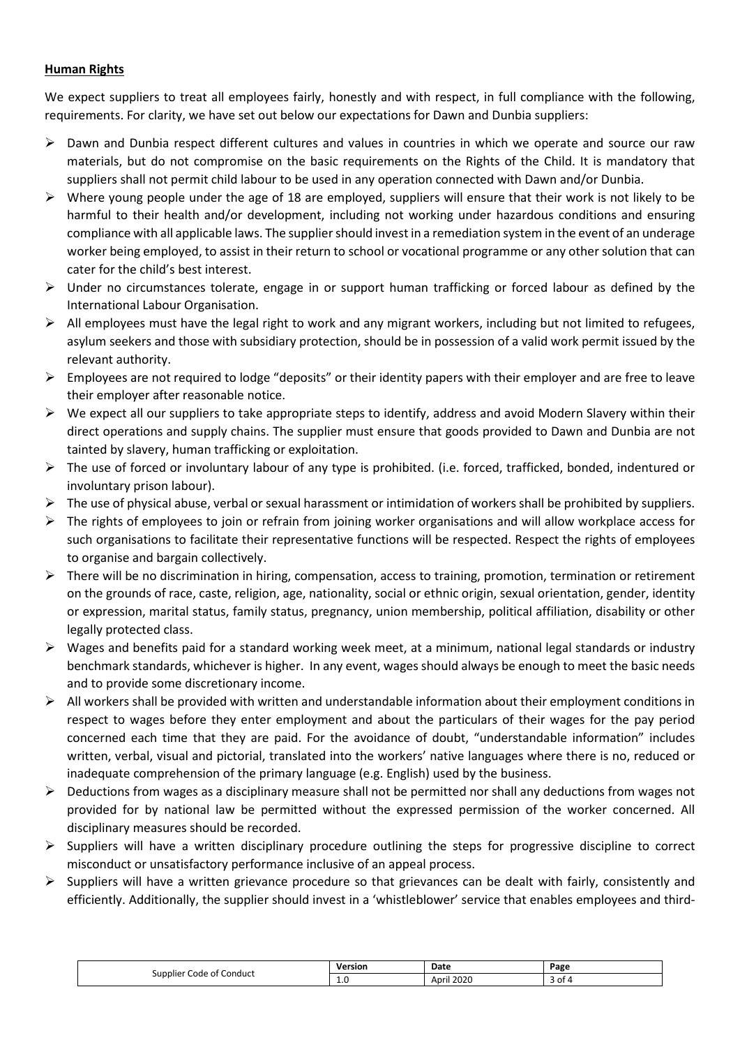## Human Rights

We expect suppliers to treat all employees fairly, honestly and with respect, in full compliance with the following, requirements. For clarity, we have set out below our expectations for Dawn and Dunbia suppliers:

- Dawn and Dunbia respect different cultures and values in countries in which we operate and source our raw materials, but do not compromise on the basic requirements on the Rights of the Child. It is mandatory that suppliers shall not permit child labour to be used in any operation connected with Dawn and/or Dunbia.
- Where young people under the age of 18 are employed, suppliers will ensure that their work is not likely to be harmful to their health and/or development, including not working under hazardous conditions and ensuring compliance with all applicable laws. The supplier should invest in a remediation system in the event of an underage worker being employed, to assist in their return to school or vocational programme or any other solution that can cater for the child's best interest.
- Under no circumstances tolerate, engage in or support human trafficking or forced labour as defined by the International Labour Organisation.
- All employees must have the legal right to work and any migrant workers, including but not limited to refugees, asylum seekers and those with subsidiary protection, should be in possession of a valid work permit issued by the relevant authority.
- Employees are not required to lodge "deposits" or their identity papers with their employer and are free to leave their employer after reasonable notice.
- We expect all our suppliers to take appropriate steps to identify, address and avoid Modern Slavery within their direct operations and supply chains. The supplier must ensure that goods provided to Dawn and Dunbia are not tainted by slavery, human trafficking or exploitation.
- The use of forced or involuntary labour of any type is prohibited. (i.e. forced, trafficked, bonded, indentured or involuntary prison labour).
- The use of physical abuse, verbal or sexual harassment or intimidation of workers shall be prohibited by suppliers.
- The rights of employees to join or refrain from joining worker organisations and will allow workplace access for such organisations to facilitate their representative functions will be respected. Respect the rights of employees to organise and bargain collectively.
- There will be no discrimination in hiring, compensation, access to training, promotion, termination or retirement on the grounds of race, caste, religion, age, nationality, social or ethnic origin, sexual orientation, gender, identity or expression, marital status, family status, pregnancy, union membership, political affiliation, disability or other legally protected class.
- Wages and benefits paid for a standard working week meet, at a minimum, national legal standards or industry benchmark standards, whichever is higher. In any event, wages should always be enough to meet the basic needs and to provide some discretionary income.
- All workers shall be provided with written and understandable information about their employment conditions in respect to wages before they enter employment and about the particulars of their wages for the pay period concerned each time that they are paid. For the avoidance of doubt, "understandable information" includes written, verbal, visual and pictorial, translated into the workers' native languages where there is no, reduced or inadequate comprehension of the primary language (e.g. English) used by the business.
- Deductions from wages as a disciplinary measure shall not be permitted nor shall any deductions from wages not provided for by national law be permitted without the expressed permission of the worker concerned. All disciplinary measures should be recorded.
- Suppliers will have a written disciplinary procedure outlining the steps for progressive discipline to correct misconduct or unsatisfactory performance inclusive of an appeal process.
- Suppliers will have a written grievance procedure so that grievances can be dealt with fairly, consistently and efficiently. Additionally, the supplier should invest in a 'whistleblower' service that enables employees and third-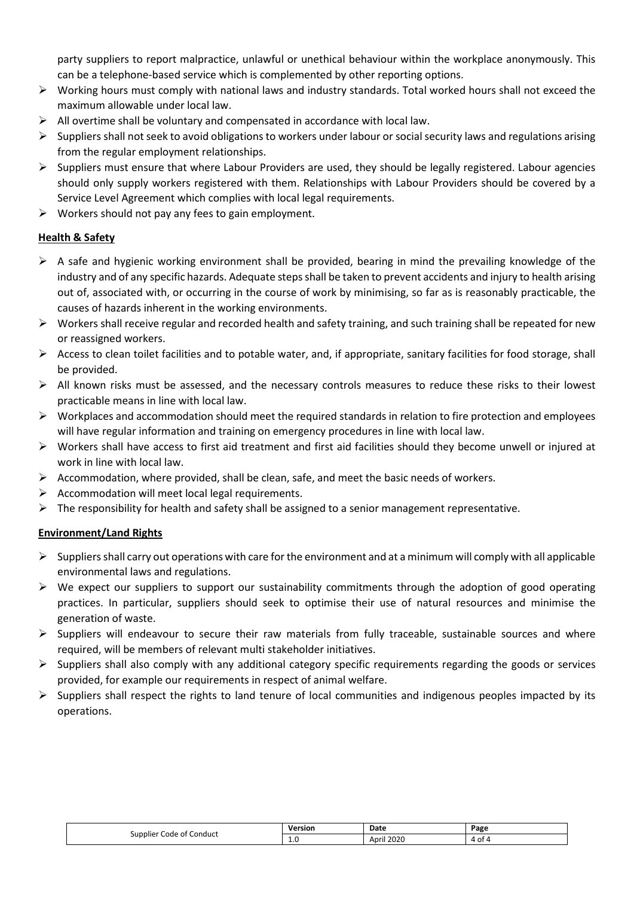party suppliers to report malpractice, unlawful or unethical behaviour within the workplace anonymously. This can be a telephone-based service which is complemented by other reporting options.

- Working hours must comply with national laws and industry standards. Total worked hours shall not exceed the maximum allowable under local law.
- All overtime shall be voluntary and compensated in accordance with local law.
- Suppliers shall not seek to avoid obligations to workers under labour or social security laws and regulations arising from the regular employment relationships.
- Suppliers must ensure that where Labour Providers are used, they should be legally registered. Labour agencies should only supply workers registered with them. Relationships with Labour Providers should be covered by a Service Level Agreement which complies with local legal requirements.
- Workers should not pay any fees to gain employment.

**Health & Safety**

- A safe and hygienic working environment shall be provided, bearing in mind the prevailing knowledge of the industry and of any specific hazards. Adequate steps shall be taken to prevent accidents and injury to health arising out of, associated with, or occurring in the course of work by minimising, so far as is reasonably practicable, the causes of hazards inherent in the working environments.
- Workers shall receive regular and recorded health and safety training, and such training shall be repeated for new or reassigned workers.
- Access to clean toilet facilities and to potable water, and, if appropriate, sanitary facilities for food storage, shall be provided.
- All known risks must be assessed, and the necessary controls measures to reduce these risks to their lowest practicable means in line with local law.
- Workplaces and accommodation should meet the required standards in relation to fire protection and employees will have regular information and training on emergency procedures in line with local law.
- Workers shall have access to first aid treatment and first aid facilities should they become unwell or injured at work in line with local law.
- Accommodation, where provided, shall be clean, safe, and meet the basic needs of workers.
- Accommodation will meet local legal requirements.
- The responsibility for health and safety shall be assigned to a senior management representative.

**Environment/Land Rights**

- Suppliers shall carry out operations with care for the environment and at a minimum will comply with all applicable environmental laws and regulations.
- We expect our suppliers to support our sustainability commitments through the adoption of good operating practices. In particular, suppliers should seek to optimise their use of natural resources and minimise the generation of waste.
- Suppliers will endeavour to secure their raw materials from fully traceable, sustainable sources and where required, will be members of relevant multi stakeholder initiatives.
- Suppliers shall also comply with any additional category specific requirements regarding the goods or services provided, for example our requirements in respect of animal welfare.
- Suppliers shall respect the rights to land tenure of local communities and indigenous peoples impacted by its operations.